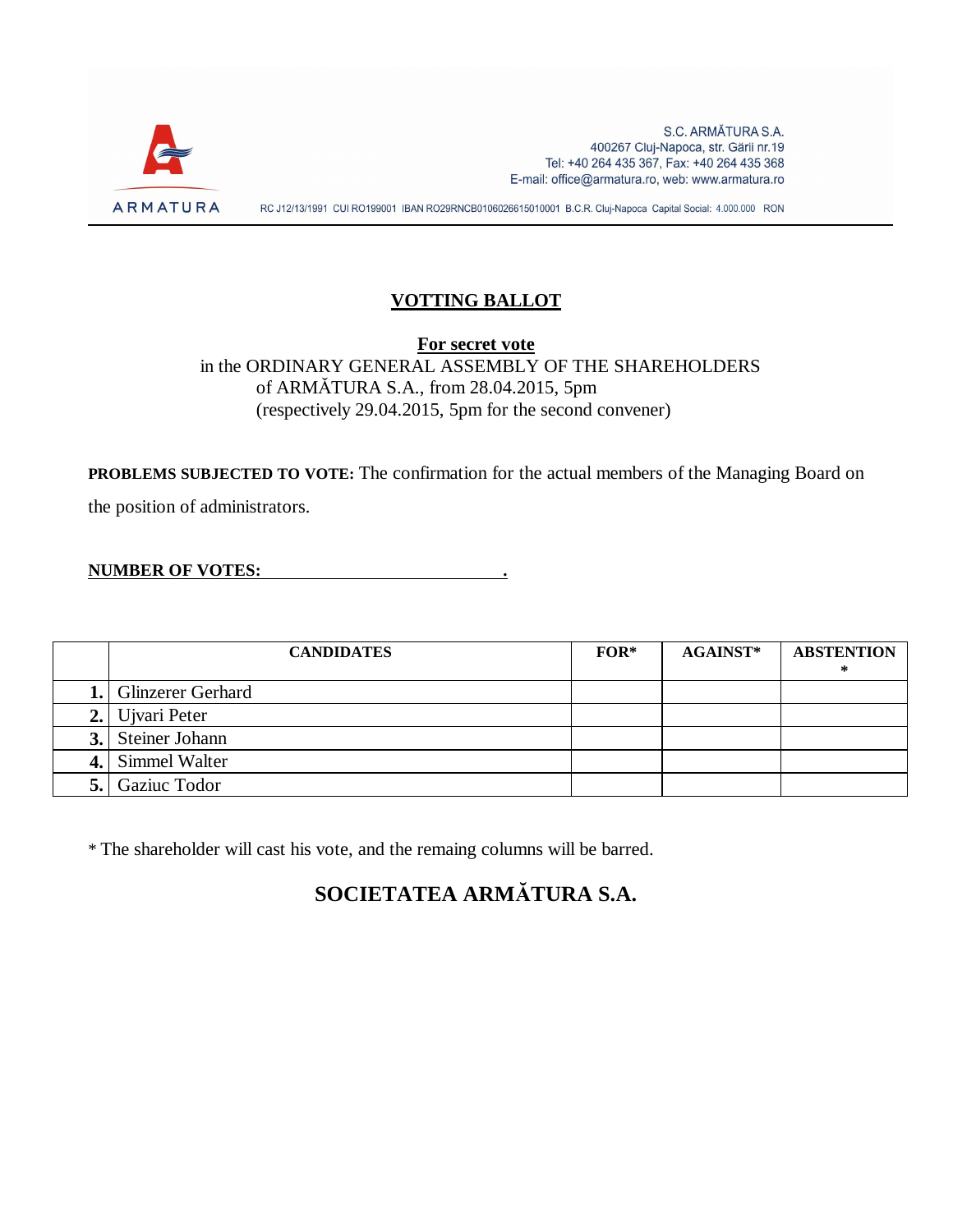S.C. ARMĂTURA S.A.
400267 Cluj-Napoca, str. Gării nr.19
Tel: +40 264 435 367, Fax: +40 264 435 368
E-mail: office@armatura.ro, web: www.armatura.ro

ARMATURA

RC J12/13/1991 CUI RO199001 IBAN RO29RNCB0106026615010001 B.C.R. Cluj-Napoca Capital Social: 4.000.000 RON

# VOTTING BALLOT

**For secret vote**
in the ORDINARY GENERAL ASSEMBLY OF THE SHAREHOLDERS
of ARMĂTURA S.A., from 28.04.2015, 5pm
(respectively 29.04.2015, 5pm for the second convener)

**PROBLEMS SUBJECTED TO VOTE:** The confirmation for the actual members of the Managing Board on the position of administrators.

**NUMBER OF VOTES: ______________________________.**

| | CANDIDATES | FOR* | AGAINST* | ABSTENTION * |
|---|---|---|---|---|
| **1.** | Glinzerer Gerhard | | | |
| **2.** | Ujvari Peter | | | |
| **3.** | Steiner Johann | | | |
| **4.** | Simmel Walter | | | |
| **5.** | Gaziuc Todor | | | |

* The shareholder will cast his vote, and the remaing columns will be barred.

## SOCIETATEA ARMĂTURA S.A.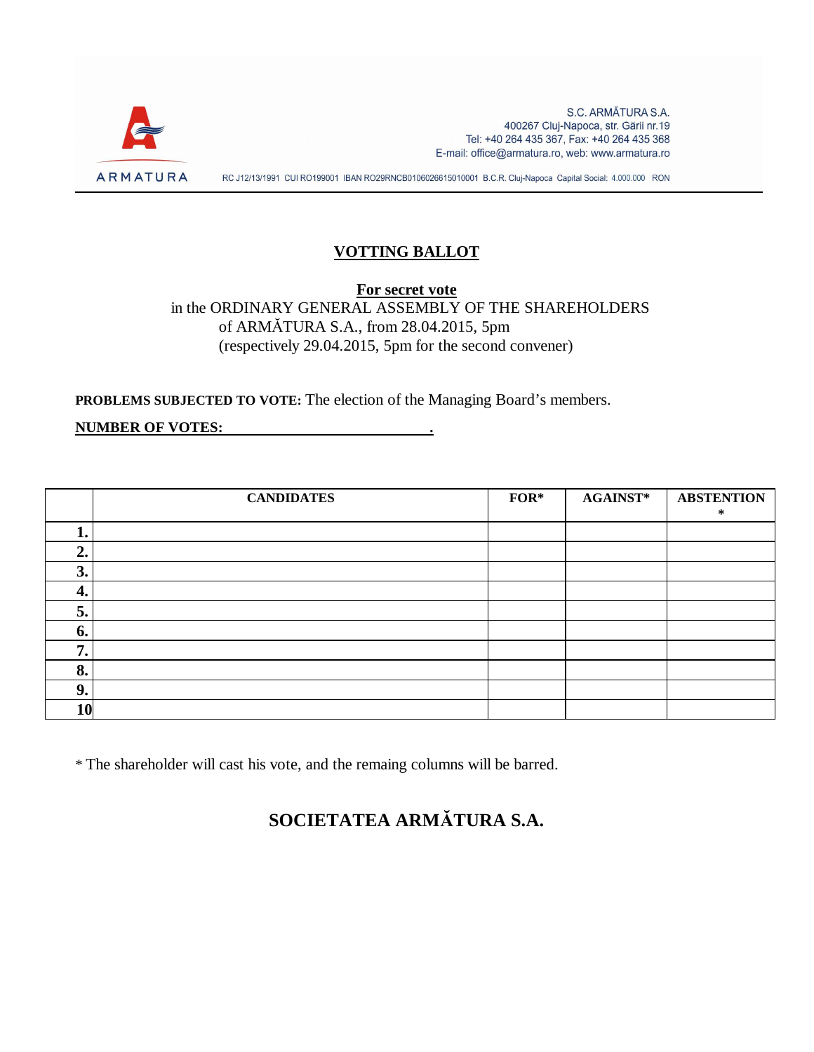S.C. ARMĂTURA S.A.
400267 Cluj-Napoca, str. Gării nr.19
Tel: +40 264 435 367, Fax: +40 264 435 368
E-mail: office@armatura.ro, web: www.armatura.ro

ARMATURA

RC J12/13/1991 CUI RO199001 IBAN RO29RNCB0106026615010001 B.C.R. Cluj-Napoca Capital Social: 4.000.000 RON

# VOTTING BALLOT

**For secret vote**

in the ORDINARY GENERAL ASSEMBLY OF THE SHAREHOLDERS of ARMĂTURA S.A., from 28.04.2015, 5pm (respectively 29.04.2015, 5pm for the second convener)

**PROBLEMS SUBJECTED TO VOTE:** The election of the Managing Board's members.

**NUMBER OF VOTES: ____________________________.**

| | CANDIDATES | FOR* | AGAINST* | ABSTENTION * |
|---|---|---|---|---|
| **1.** | | | | |
| **2.** | | | | |
| **3.** | | | | |
| **4.** | | | | |
| **5.** | | | | |
| **6.** | | | | |
| **7.** | | | | |
| **8.** | | | | |
| **9.** | | | | |
| **10** | | | | |

* The shareholder will cast his vote, and the remaing columns will be barred.

## SOCIETATEA ARMĂTURA S.A.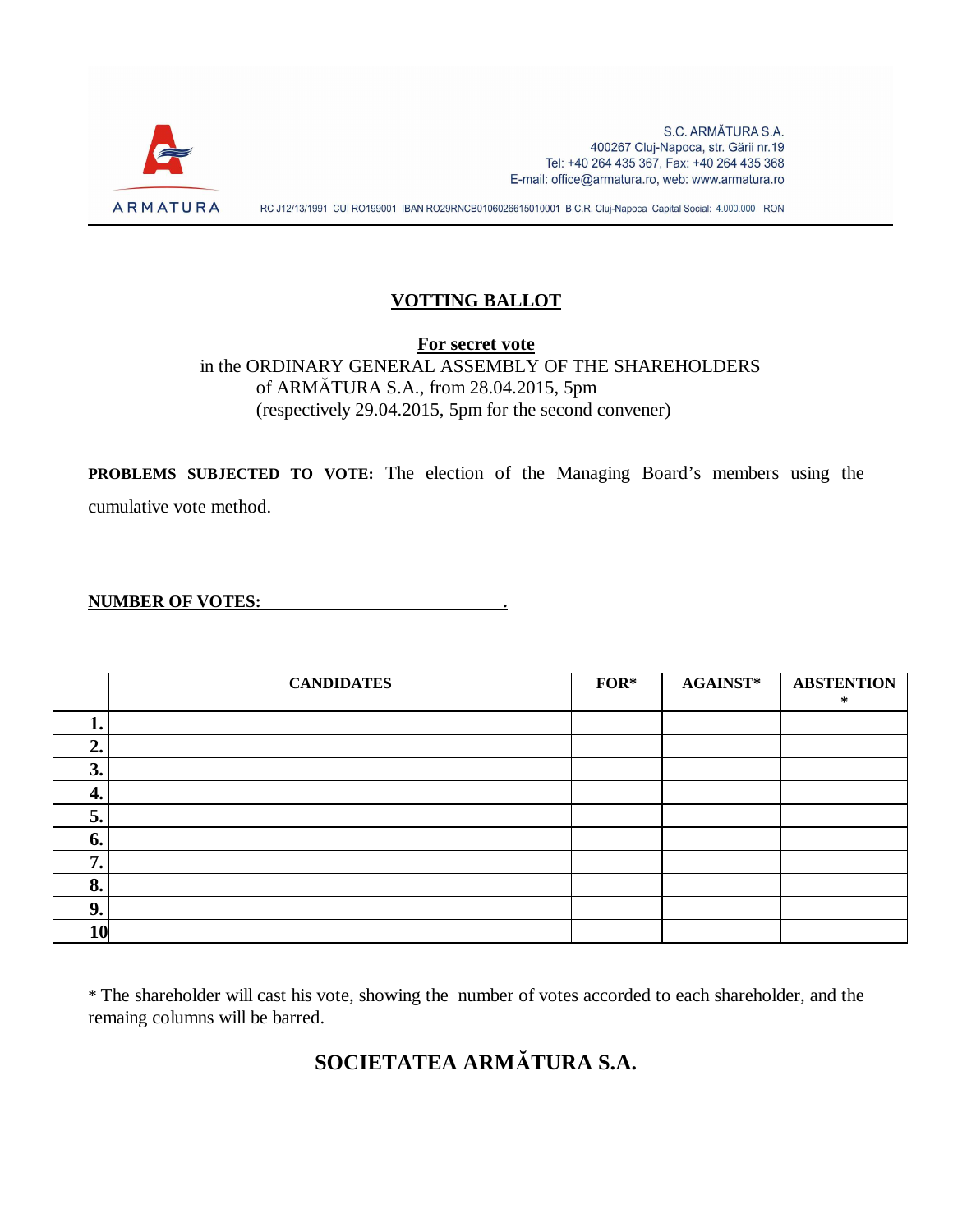ARMATURA

S.C. ARMĂTURA S.A.
400267 Cluj-Napoca, str. Gării nr.19
Tel: +40 264 435 367, Fax: +40 264 435 368
E-mail: office@armatura.ro, web: www.armatura.ro

RC J12/13/1991 CUI RO199001 IBAN RO29RNCB0106026615010001 B.C.R. Cluj-Napoca Capital Social: 4.000.000 RON

# VOTTING BALLOT

**For secret vote**
in the ORDINARY GENERAL ASSEMBLY OF THE SHAREHOLDERS
of ARMĂTURA S.A., from 28.04.2015, 5pm
(respectively 29.04.2015, 5pm for the second convener)

**PROBLEMS SUBJECTED TO VOTE:** The election of the Managing Board's members using the cumulative vote method.

**NUMBER OF VOTES: ____________________________ .**

| | CANDIDATES | FOR* | AGAINST* | ABSTENTION * |
|---|---|---|---|---|
| 1. | | | | |
| 2. | | | | |
| 3. | | | | |
| 4. | | | | |
| 5. | | | | |
| 6. | | | | |
| 7. | | | | |
| 8. | | | | |
| 9. | | | | |
| 10 | | | | |

* The shareholder will cast his vote, showing the number of votes accorded to each shareholder, and the remaing columns will be barred.

**SOCIETATEA ARMĂTURA S.A.**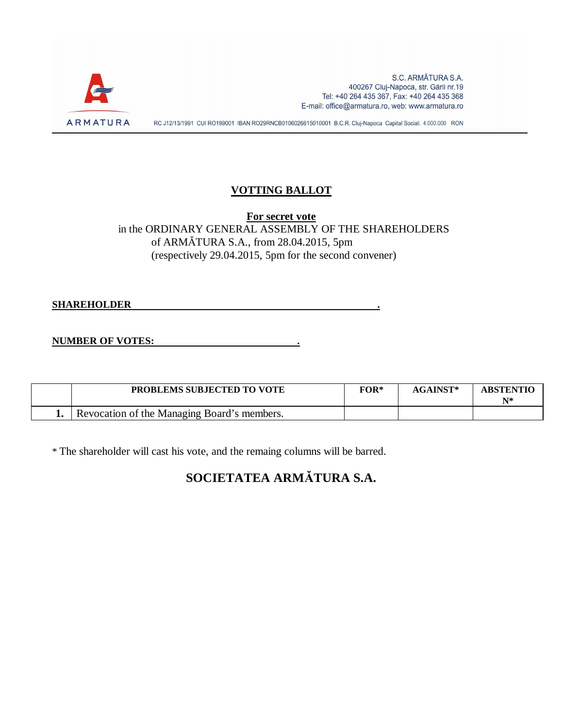S.C. ARMĂTURA S.A.
400267 Cluj-Napoca, str. Gării nr.19
Tel: +40 264 435 367, Fax: +40 264 435 368
E-mail: office@armatura.ro, web: www.armatura.ro

ARMATURA

RC J12/13/1991 CUI RO199001 IBAN RO29RNCB0106026615010001 B.C.R. Cluj-Napoca Capital Social: 4.000.000 RON

# VOTTING BALLOT

**For secret vote**

in the ORDINARY GENERAL ASSEMBLY OF THE SHAREHOLDERS of ARMĂTURA S.A., from 28.04.2015, 5pm (respectively 29.04.2015, 5pm for the second convener)

**SHAREHOLDER** ______________________________________________.

**NUMBER OF VOTES:** ____________________________.

| | PROBLEMS SUBJECTED TO VOTE | FOR* | AGAINST* | ABSTENTION* |
|---|---|---|---|---|
| **1.** | Revocation of the Managing Board's members. | | | |

* The shareholder will cast his vote, and the remaing columns will be barred.

**SOCIETATEA ARMĂTURA S.A.**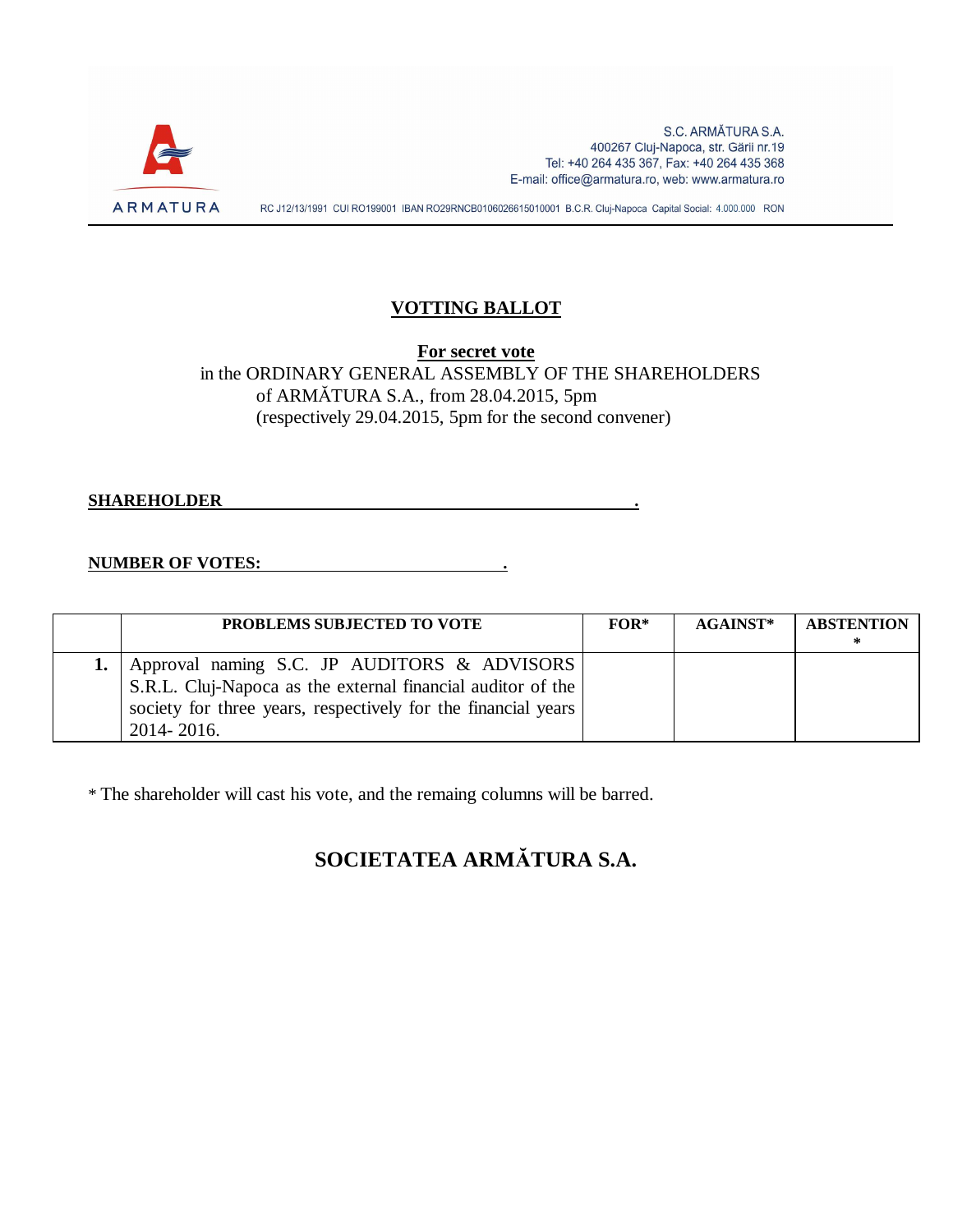S.C. ARMĂTURA S.A.
400267 Cluj-Napoca, str. Gării nr.19
Tel: +40 264 435 367, Fax: +40 264 435 368
E-mail: office@armatura.ro, web: www.armatura.ro

ARMATURA

RC J12/13/1991 CUI RO199001 IBAN RO29RNCB0106026615010001 B.C.R. Cluj-Napoca Capital Social: 4.000.000 RON

# VOTTING BALLOT

**For secret vote**
in the ORDINARY GENERAL ASSEMBLY OF THE SHAREHOLDERS
of ARMĂTURA S.A., from 28.04.2015, 5pm
(respectively 29.04.2015, 5pm for the second convener)

**SHAREHOLDER** ______________________________________________.

**NUMBER OF VOTES:** __________________________.

| | PROBLEMS SUBJECTED TO VOTE | FOR* | AGAINST* | ABSTENTION * |
|---|---|---|---|---|
| **1.** | Approval naming S.C. JP AUDITORS & ADVISORS S.R.L. Cluj-Napoca as the external financial auditor of the society for three years, respectively for the financial years 2014- 2016. | | | |

* The shareholder will cast his vote, and the remaing columns will be barred.

## SOCIETATEA ARMĂTURA S.A.